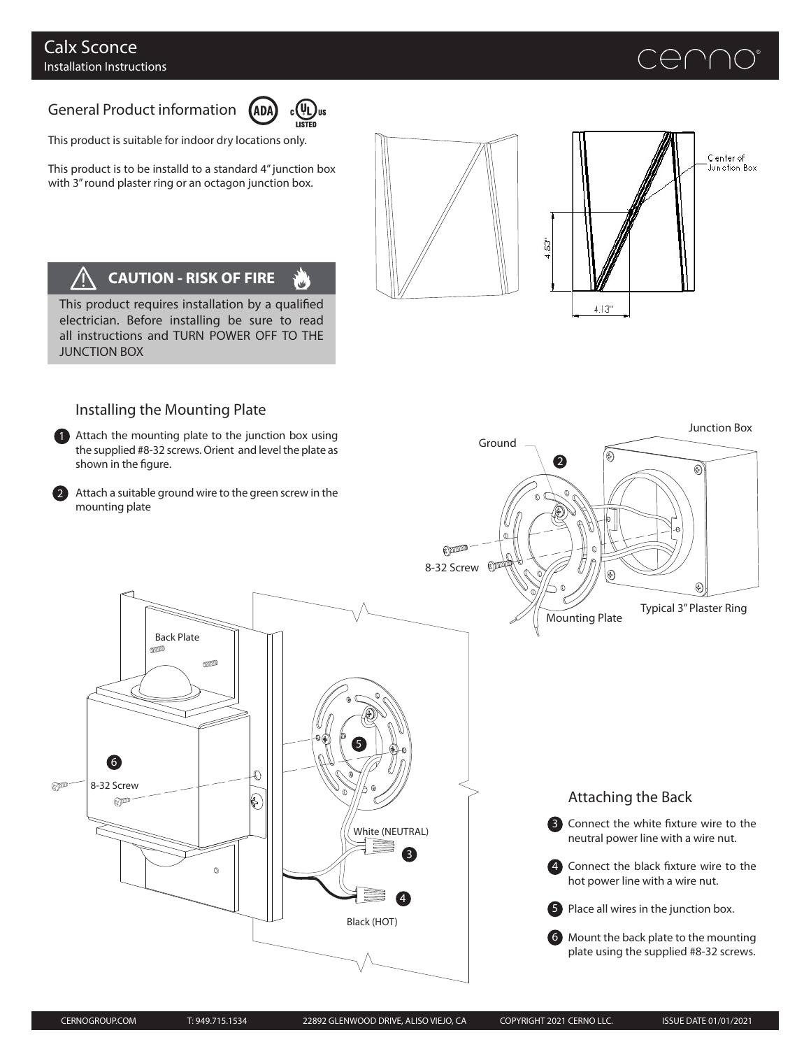# Calx Sconce

Installation Instructions

## General Product information

This product is suitable for indoor dry locations only.

This product is to be installd to a standard 4" junction box with 3" round plaster ring or an octagon junction box.

### CAUTION - RISK OF FIRE

This product requires installation by a qualified electrician. Before installing be sure to read all instructions and TURN POWER OFF TO THE JUNCTION BOX

## Installing the Mounting Plate

1. Attach the mounting plate to the junction box using the supplied #8-32 screws. Orient and level the plate as shown in the figure.
2. Attach a suitable ground wire to the green screw in the mounting plate

## Attaching the Back

3. Connect the white fixture wire to the neutral power line with a wire nut.
4. Connect the black fixture wire to the hot power line with a wire nut.
5. Place all wires in the junction box.
6. Mount the back plate to the mounting plate using the supplied #8-32 screws.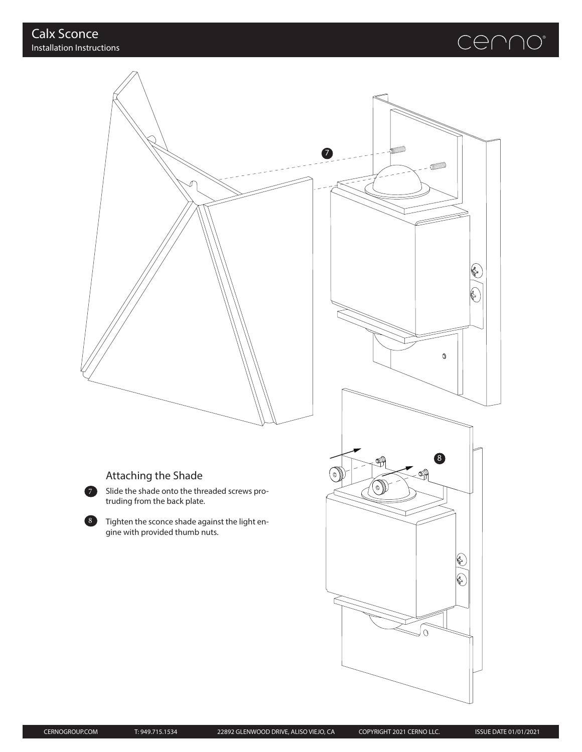## Attaching the Shade

7. Slide the shade onto the threaded screws protruding from the back plate.

8. Tighten the sconce shade against the light engine with provided thumb nuts.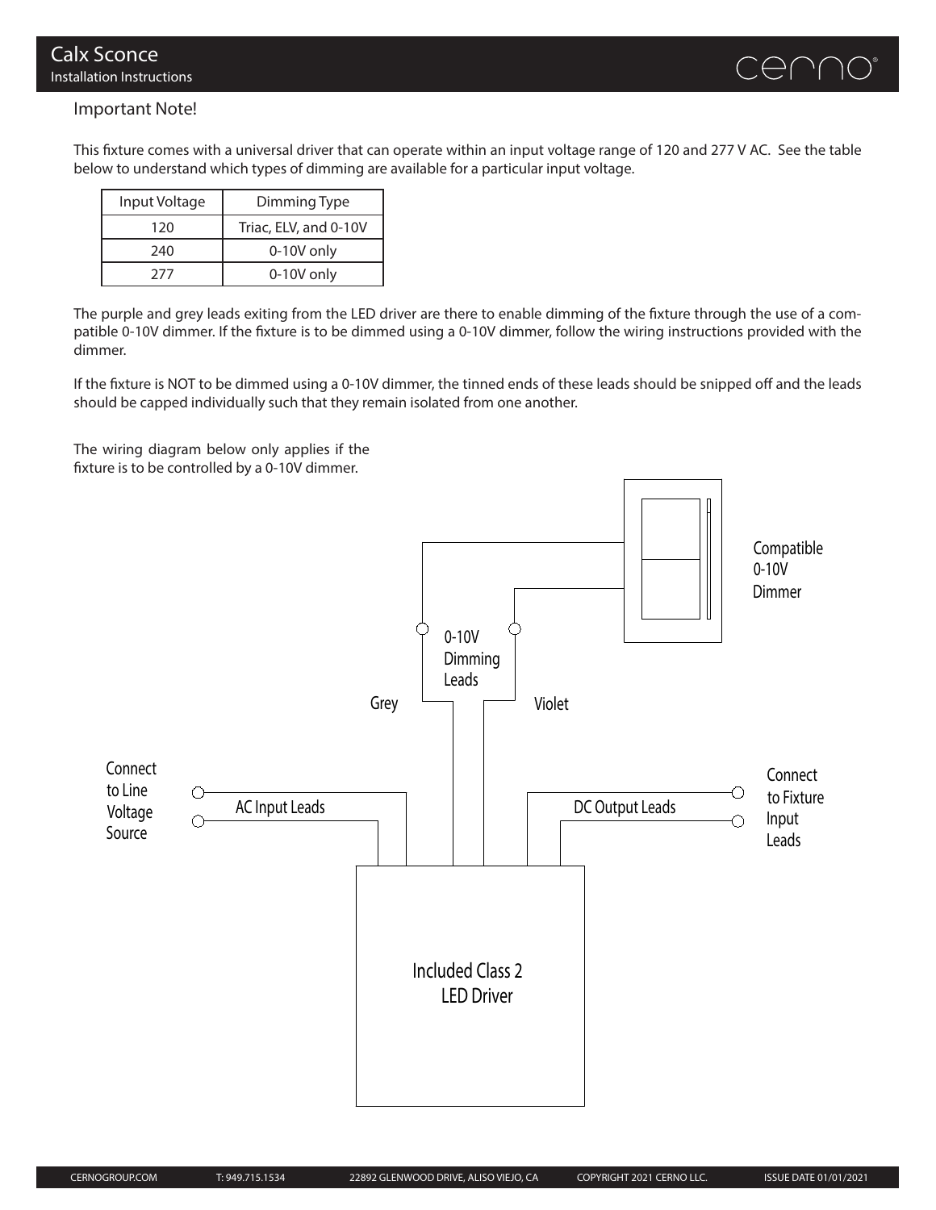## Important Note!

This fixture comes with a universal driver that can operate within an input voltage range of 120 and 277 V AC. See the table below to understand which types of dimming are available for a particular input voltage.

| Input Voltage | Dimming Type |
|---|---|
| 120 | Triac, ELV, and 0-10V |
| 240 | 0-10V only |
| 277 | 0-10V only |

The purple and grey leads exiting from the LED driver are there to enable dimming of the fixture through the use of a compatible 0-10V dimmer. If the fixture is to be dimmed using a 0-10V dimmer, follow the wiring instructions provided with the dimmer.

If the fixture is NOT to be dimmed using a 0-10V dimmer, the tinned ends of these leads should be snipped off and the leads should be capped individually such that they remain isolated from one another.

The wiring diagram below only applies if the fixture is to be controlled by a 0-10V dimmer.

Compatible 0-10V Dimmer

0-10V Dimming Leads

Grey

Violet

Connect to Line Voltage Source

AC Input Leads

DC Output Leads

Connect to Fixture Input Leads

Included Class 2 LED Driver